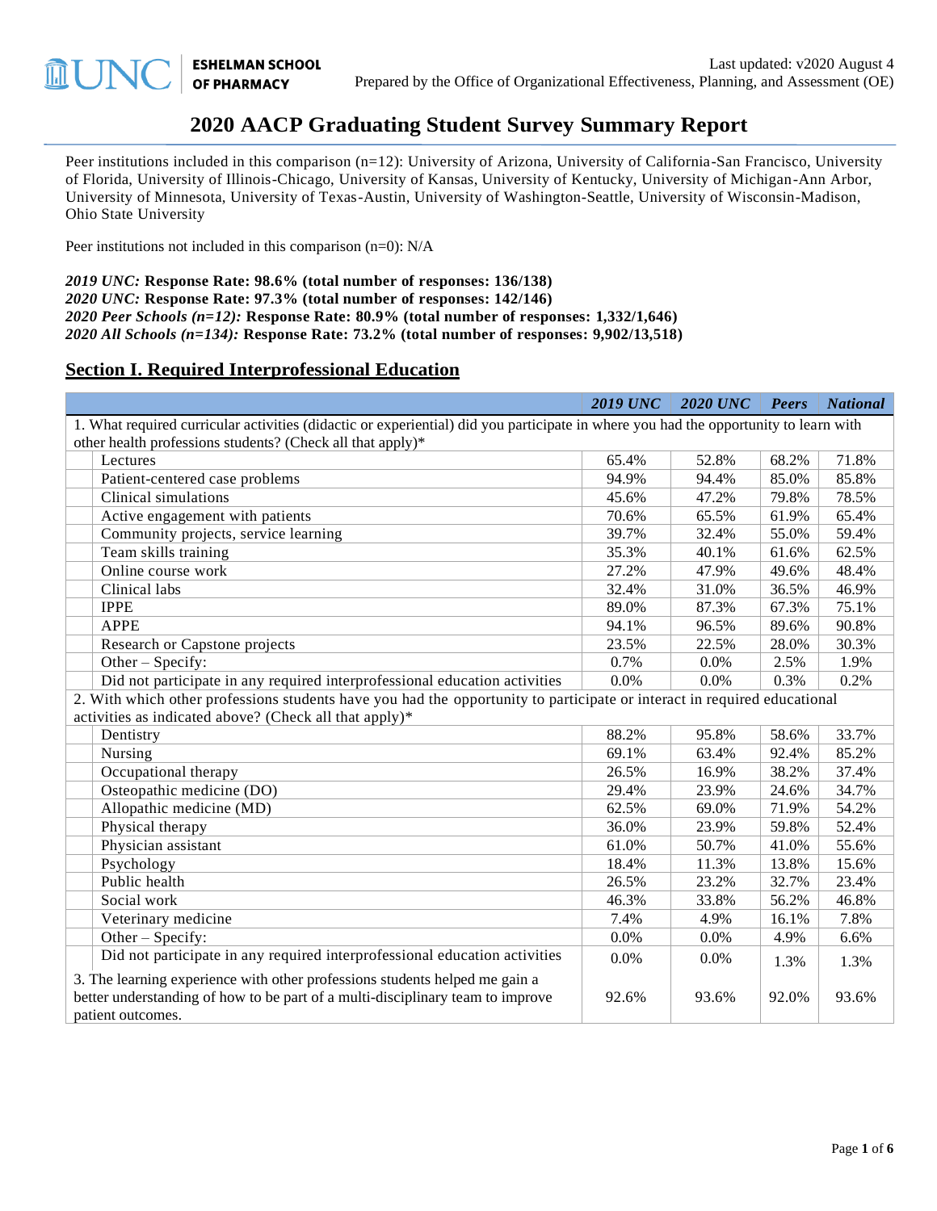**ESHELMAN SCHOOL OF PHARMACY**

Last updated: v2020 August 4
Prepared by the Office of Organizational Effectiveness, Planning, and Assessment (OE)

# 2020 AACP Graduating Student Survey Summary Report

Peer institutions included in this comparison (n=12): University of Arizona, University of California-San Francisco, University of Florida, University of Illinois-Chicago, University of Kansas, University of Kentucky, University of Michigan-Ann Arbor, University of Minnesota, University of Texas-Austin, University of Washington-Seattle, University of Wisconsin-Madison, Ohio State University

Peer institutions not included in this comparison (n=0): N/A

***2019 UNC:*** **Response Rate: 98.6% (total number of responses: 136/138)**
***2020 UNC:*** **Response Rate: 97.3% (total number of responses: 142/146)**
***2020 Peer Schools (n=12):*** **Response Rate: 80.9% (total number of responses: 1,332/1,646)**
***2020 All Schools (n=134):*** **Response Rate: 73.2% (total number of responses: 9,902/13,518)**

## Section I. Required Interprofessional Education

| | *2019 UNC* | *2020 UNC* | *Peers* | *National* |
|---|---|---|---|---|
| 1. What required curricular activities (didactic or experiential) did you participate in where you had the opportunity to learn with other health professions students? (Check all that apply)* | | | | |
| Lectures | 65.4% | 52.8% | 68.2% | 71.8% |
| Patient-centered case problems | 94.9% | 94.4% | 85.0% | 85.8% |
| Clinical simulations | 45.6% | 47.2% | 79.8% | 78.5% |
| Active engagement with patients | 70.6% | 65.5% | 61.9% | 65.4% |
| Community projects, service learning | 39.7% | 32.4% | 55.0% | 59.4% |
| Team skills training | 35.3% | 40.1% | 61.6% | 62.5% |
| Online course work | 27.2% | 47.9% | 49.6% | 48.4% |
| Clinical labs | 32.4% | 31.0% | 36.5% | 46.9% |
| IPPE | 89.0% | 87.3% | 67.3% | 75.1% |
| APPE | 94.1% | 96.5% | 89.6% | 90.8% |
| Research or Capstone projects | 23.5% | 22.5% | 28.0% | 30.3% |
| Other – Specify: | 0.7% | 0.0% | 2.5% | 1.9% |
| Did not participate in any required interprofessional education activities | 0.0% | 0.0% | 0.3% | 0.2% |
| 2. With which other professions students have you had the opportunity to participate or interact in required educational activities as indicated above? (Check all that apply)* | | | | |
| Dentistry | 88.2% | 95.8% | 58.6% | 33.7% |
| Nursing | 69.1% | 63.4% | 92.4% | 85.2% |
| Occupational therapy | 26.5% | 16.9% | 38.2% | 37.4% |
| Osteopathic medicine (DO) | 29.4% | 23.9% | 24.6% | 34.7% |
| Allopathic medicine (MD) | 62.5% | 69.0% | 71.9% | 54.2% |
| Physical therapy | 36.0% | 23.9% | 59.8% | 52.4% |
| Physician assistant | 61.0% | 50.7% | 41.0% | 55.6% |
| Psychology | 18.4% | 11.3% | 13.8% | 15.6% |
| Public health | 26.5% | 23.2% | 32.7% | 23.4% |
| Social work | 46.3% | 33.8% | 56.2% | 46.8% |
| Veterinary medicine | 7.4% | 4.9% | 16.1% | 7.8% |
| Other – Specify: | 0.0% | 0.0% | 4.9% | 6.6% |
| Did not participate in any required interprofessional education activities | 0.0% | 0.0% | 1.3% | 1.3% |
| 3. The learning experience with other professions students helped me gain a better understanding of how to be part of a multi-disciplinary team to improve patient outcomes. | 92.6% | 93.6% | 92.0% | 93.6% |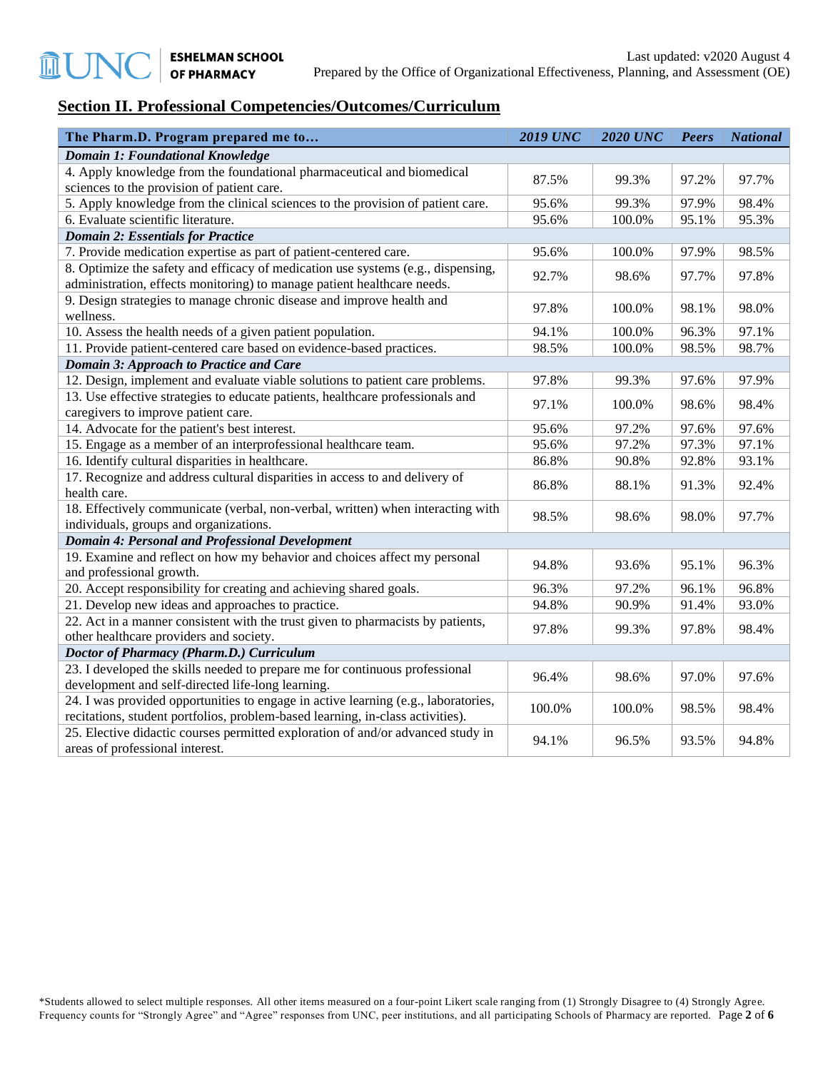## Section II. Professional Competencies/Outcomes/Curriculum

| The Pharm.D. Program prepared me to… | 2019 UNC | 2020 UNC | Peers | National |
|---|---|---|---|---|
| ***Domain 1: Foundational Knowledge*** | | | | |
| 4. Apply knowledge from the foundational pharmaceutical and biomedical sciences to the provision of patient care. | 87.5% | 99.3% | 97.2% | 97.7% |
| 5. Apply knowledge from the clinical sciences to the provision of patient care. | 95.6% | 99.3% | 97.9% | 98.4% |
| 6. Evaluate scientific literature. | 95.6% | 100.0% | 95.1% | 95.3% |
| ***Domain 2: Essentials for Practice*** | | | | |
| 7. Provide medication expertise as part of patient-centered care. | 95.6% | 100.0% | 97.9% | 98.5% |
| 8. Optimize the safety and efficacy of medication use systems (e.g., dispensing, administration, effects monitoring) to manage patient healthcare needs. | 92.7% | 98.6% | 97.7% | 97.8% |
| 9. Design strategies to manage chronic disease and improve health and wellness. | 97.8% | 100.0% | 98.1% | 98.0% |
| 10. Assess the health needs of a given patient population. | 94.1% | 100.0% | 96.3% | 97.1% |
| 11. Provide patient-centered care based on evidence-based practices. | 98.5% | 100.0% | 98.5% | 98.7% |
| ***Domain 3: Approach to Practice and Care*** | | | | |
| 12. Design, implement and evaluate viable solutions to patient care problems. | 97.8% | 99.3% | 97.6% | 97.9% |
| 13. Use effective strategies to educate patients, healthcare professionals and caregivers to improve patient care. | 97.1% | 100.0% | 98.6% | 98.4% |
| 14. Advocate for the patient's best interest. | 95.6% | 97.2% | 97.6% | 97.6% |
| 15. Engage as a member of an interprofessional healthcare team. | 95.6% | 97.2% | 97.3% | 97.1% |
| 16. Identify cultural disparities in healthcare. | 86.8% | 90.8% | 92.8% | 93.1% |
| 17. Recognize and address cultural disparities in access to and delivery of health care. | 86.8% | 88.1% | 91.3% | 92.4% |
| 18. Effectively communicate (verbal, non-verbal, written) when interacting with individuals, groups and organizations. | 98.5% | 98.6% | 98.0% | 97.7% |
| ***Domain 4: Personal and Professional Development*** | | | | |
| 19. Examine and reflect on how my behavior and choices affect my personal and professional growth. | 94.8% | 93.6% | 95.1% | 96.3% |
| 20. Accept responsibility for creating and achieving shared goals. | 96.3% | 97.2% | 96.1% | 96.8% |
| 21. Develop new ideas and approaches to practice. | 94.8% | 90.9% | 91.4% | 93.0% |
| 22. Act in a manner consistent with the trust given to pharmacists by patients, other healthcare providers and society. | 97.8% | 99.3% | 97.8% | 98.4% |
| ***Doctor of Pharmacy (Pharm.D.) Curriculum*** | | | | |
| 23. I developed the skills needed to prepare me for continuous professional development and self-directed life-long learning. | 96.4% | 98.6% | 97.0% | 97.6% |
| 24. I was provided opportunities to engage in active learning (e.g., laboratories, recitations, student portfolios, problem-based learning, in-class activities). | 100.0% | 100.0% | 98.5% | 98.4% |
| 25. Elective didactic courses permitted exploration of and/or advanced study in areas of professional interest. | 94.1% | 96.5% | 93.5% | 94.8% |

*Students allowed to select multiple responses. All other items measured on a four-point Likert scale ranging from (1) Strongly Disagree to (4) Strongly Agree. Frequency counts for "Strongly Agree" and "Agree" responses from UNC, peer institutions, and all participating Schools of Pharmacy are reported.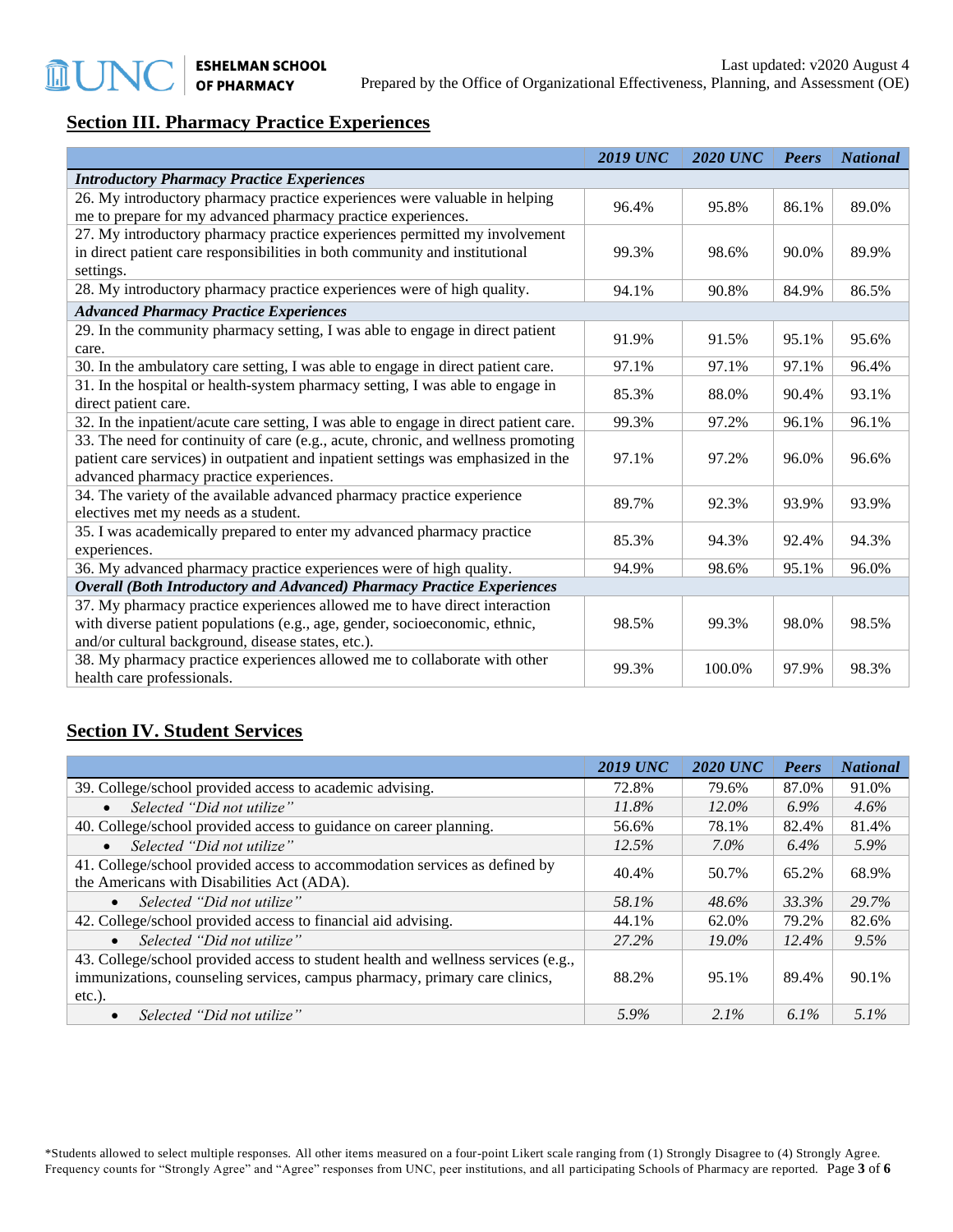## Section III. Pharmacy Practice Experiences

| | *2019 UNC* | *2020 UNC* | *Peers* | *National* |
|---|---|---|---|---|
| ***Introductory Pharmacy Practice Experiences*** | | | | |
| 26. My introductory pharmacy practice experiences were valuable in helping me to prepare for my advanced pharmacy practice experiences. | 96.4% | 95.8% | 86.1% | 89.0% |
| 27. My introductory pharmacy practice experiences permitted my involvement in direct patient care responsibilities in both community and institutional settings. | 99.3% | 98.6% | 90.0% | 89.9% |
| 28. My introductory pharmacy practice experiences were of high quality. | 94.1% | 90.8% | 84.9% | 86.5% |
| ***Advanced Pharmacy Practice Experiences*** | | | | |
| 29. In the community pharmacy setting, I was able to engage in direct patient care. | 91.9% | 91.5% | 95.1% | 95.6% |
| 30. In the ambulatory care setting, I was able to engage in direct patient care. | 97.1% | 97.1% | 97.1% | 96.4% |
| 31. In the hospital or health-system pharmacy setting, I was able to engage in direct patient care. | 85.3% | 88.0% | 90.4% | 93.1% |
| 32. In the inpatient/acute care setting, I was able to engage in direct patient care. | 99.3% | 97.2% | 96.1% | 96.1% |
| 33. The need for continuity of care (e.g., acute, chronic, and wellness promoting patient care services) in outpatient and inpatient settings was emphasized in the advanced pharmacy practice experiences. | 97.1% | 97.2% | 96.0% | 96.6% |
| 34. The variety of the available advanced pharmacy practice experience electives met my needs as a student. | 89.7% | 92.3% | 93.9% | 93.9% |
| 35. I was academically prepared to enter my advanced pharmacy practice experiences. | 85.3% | 94.3% | 92.4% | 94.3% |
| 36. My advanced pharmacy practice experiences were of high quality. | 94.9% | 98.6% | 95.1% | 96.0% |
| ***Overall (Both Introductory and Advanced) Pharmacy Practice Experiences*** | | | | |
| 37. My pharmacy practice experiences allowed me to have direct interaction with diverse patient populations (e.g., age, gender, socioeconomic, ethnic, and/or cultural background, disease states, etc.). | 98.5% | 99.3% | 98.0% | 98.5% |
| 38. My pharmacy practice experiences allowed me to collaborate with other health care professionals. | 99.3% | 100.0% | 97.9% | 98.3% |

## Section IV. Student Services

| | *2019 UNC* | *2020 UNC* | *Peers* | *National* |
|---|---|---|---|---|
| 39. College/school provided access to academic advising. | 72.8% | 79.6% | 87.0% | 91.0% |
| • *Selected "Did not utilize"* | *11.8%* | *12.0%* | *6.9%* | *4.6%* |
| 40. College/school provided access to guidance on career planning. | 56.6% | 78.1% | 82.4% | 81.4% |
| • *Selected "Did not utilize"* | *12.5%* | *7.0%* | *6.4%* | *5.9%* |
| 41. College/school provided access to accommodation services as defined by the Americans with Disabilities Act (ADA). | 40.4% | 50.7% | 65.2% | 68.9% |
| • *Selected "Did not utilize"* | *58.1%* | *48.6%* | *33.3%* | *29.7%* |
| 42. College/school provided access to financial aid advising. | 44.1% | 62.0% | 79.2% | 82.6% |
| • *Selected "Did not utilize"* | *27.2%* | *19.0%* | *12.4%* | *9.5%* |
| 43. College/school provided access to student health and wellness services (e.g., immunizations, counseling services, campus pharmacy, primary care clinics, etc.). | 88.2% | 95.1% | 89.4% | 90.1% |
| • *Selected "Did not utilize"* | *5.9%* | *2.1%* | *6.1%* | *5.1%* |

*Students allowed to select multiple responses. All other items measured on a four-point Likert scale ranging from (1) Strongly Disagree to (4) Strongly Agree. Frequency counts for "Strongly Agree" and "Agree" responses from UNC, peer institutions, and all participating Schools of Pharmacy are reported.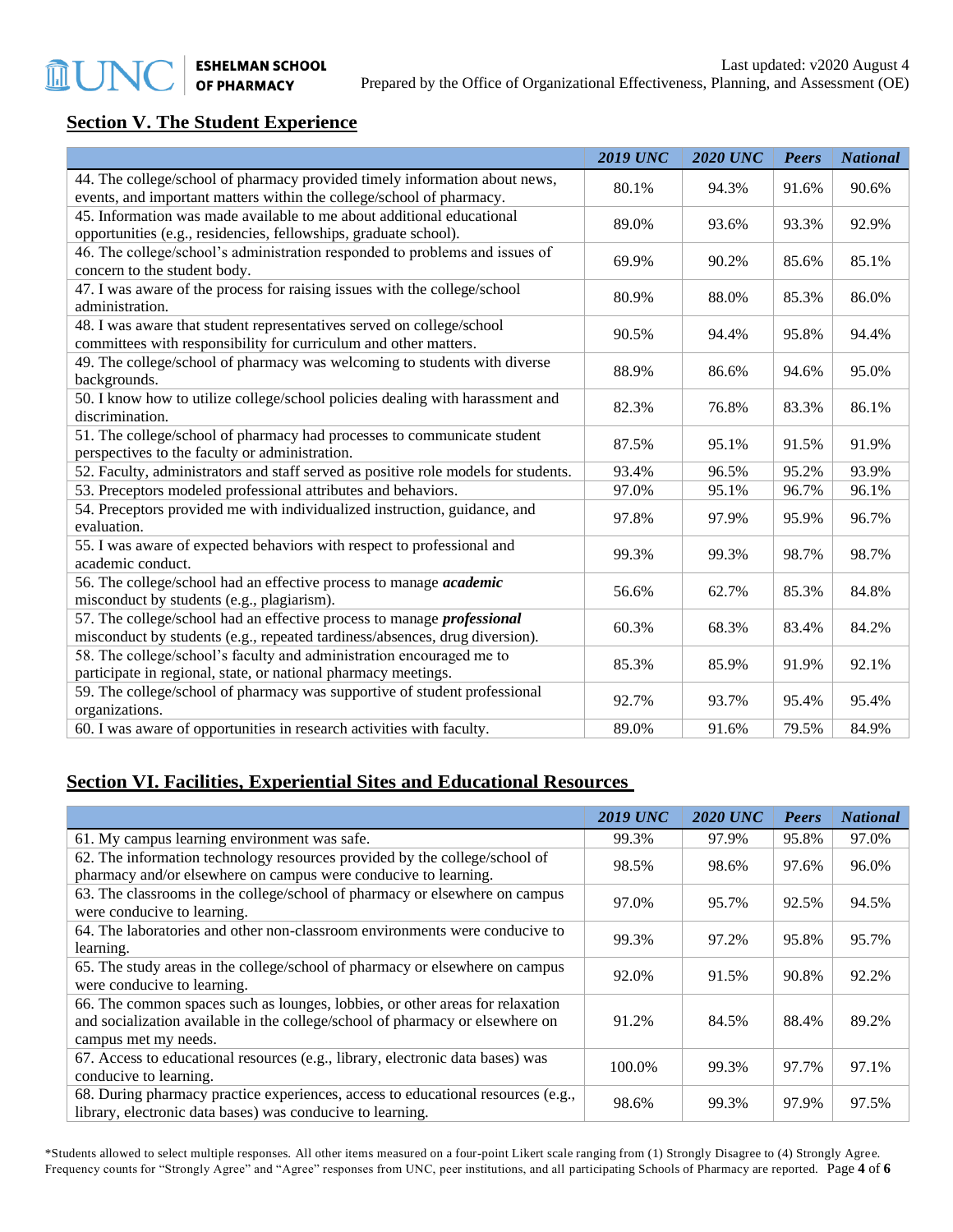## Section V. The Student Experience

| | *2019 UNC* | *2020 UNC* | *Peers* | *National* |
|---|---|---|---|---|
| 44. The college/school of pharmacy provided timely information about news, events, and important matters within the college/school of pharmacy. | 80.1% | 94.3% | 91.6% | 90.6% |
| 45. Information was made available to me about additional educational opportunities (e.g., residencies, fellowships, graduate school). | 89.0% | 93.6% | 93.3% | 92.9% |
| 46. The college/school's administration responded to problems and issues of concern to the student body. | 69.9% | 90.2% | 85.6% | 85.1% |
| 47. I was aware of the process for raising issues with the college/school administration. | 80.9% | 88.0% | 85.3% | 86.0% |
| 48. I was aware that student representatives served on college/school committees with responsibility for curriculum and other matters. | 90.5% | 94.4% | 95.8% | 94.4% |
| 49. The college/school of pharmacy was welcoming to students with diverse backgrounds. | 88.9% | 86.6% | 94.6% | 95.0% |
| 50. I know how to utilize college/school policies dealing with harassment and discrimination. | 82.3% | 76.8% | 83.3% | 86.1% |
| 51. The college/school of pharmacy had processes to communicate student perspectives to the faculty or administration. | 87.5% | 95.1% | 91.5% | 91.9% |
| 52. Faculty, administrators and staff served as positive role models for students. | 93.4% | 96.5% | 95.2% | 93.9% |
| 53. Preceptors modeled professional attributes and behaviors. | 97.0% | 95.1% | 96.7% | 96.1% |
| 54. Preceptors provided me with individualized instruction, guidance, and evaluation. | 97.8% | 97.9% | 95.9% | 96.7% |
| 55. I was aware of expected behaviors with respect to professional and academic conduct. | 99.3% | 99.3% | 98.7% | 98.7% |
| 56. The college/school had an effective process to manage ***academic*** misconduct by students (e.g., plagiarism). | 56.6% | 62.7% | 85.3% | 84.8% |
| 57. The college/school had an effective process to manage ***professional*** misconduct by students (e.g., repeated tardiness/absences, drug diversion). | 60.3% | 68.3% | 83.4% | 84.2% |
| 58. The college/school's faculty and administration encouraged me to participate in regional, state, or national pharmacy meetings. | 85.3% | 85.9% | 91.9% | 92.1% |
| 59. The college/school of pharmacy was supportive of student professional organizations. | 92.7% | 93.7% | 95.4% | 95.4% |
| 60. I was aware of opportunities in research activities with faculty. | 89.0% | 91.6% | 79.5% | 84.9% |

## Section VI. Facilities, Experiential Sites and Educational Resources

| | *2019 UNC* | *2020 UNC* | *Peers* | *National* |
|---|---|---|---|---|
| 61. My campus learning environment was safe. | 99.3% | 97.9% | 95.8% | 97.0% |
| 62. The information technology resources provided by the college/school of pharmacy and/or elsewhere on campus were conducive to learning. | 98.5% | 98.6% | 97.6% | 96.0% |
| 63. The classrooms in the college/school of pharmacy or elsewhere on campus were conducive to learning. | 97.0% | 95.7% | 92.5% | 94.5% |
| 64. The laboratories and other non-classroom environments were conducive to learning. | 99.3% | 97.2% | 95.8% | 95.7% |
| 65. The study areas in the college/school of pharmacy or elsewhere on campus were conducive to learning. | 92.0% | 91.5% | 90.8% | 92.2% |
| 66. The common spaces such as lounges, lobbies, or other areas for relaxation and socialization available in the college/school of pharmacy or elsewhere on campus met my needs. | 91.2% | 84.5% | 88.4% | 89.2% |
| 67. Access to educational resources (e.g., library, electronic data bases) was conducive to learning. | 100.0% | 99.3% | 97.7% | 97.1% |
| 68. During pharmacy practice experiences, access to educational resources (e.g., library, electronic data bases) was conducive to learning. | 98.6% | 99.3% | 97.9% | 97.5% |

*Students allowed to select multiple responses. All other items measured on a four-point Likert scale ranging from (1) Strongly Disagree to (4) Strongly Agree. Frequency counts for "Strongly Agree" and "Agree" responses from UNC, peer institutions, and all participating Schools of Pharmacy are reported.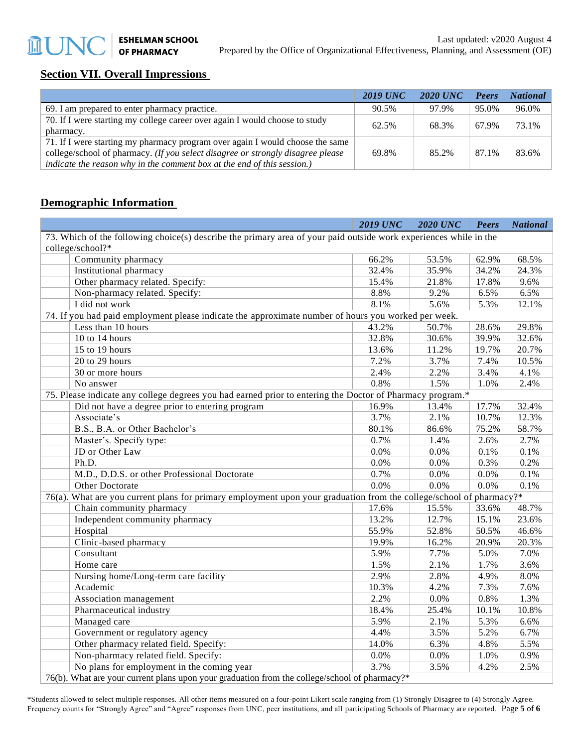## Section VII. Overall Impressions

| | 2019 UNC | 2020 UNC | Peers | National |
|---|---|---|---|---|
| 69. I am prepared to enter pharmacy practice. | 90.5% | 97.9% | 95.0% | 96.0% |
| 70. If I were starting my college career over again I would choose to study pharmacy. | 62.5% | 68.3% | 67.9% | 73.1% |
| 71. If I were starting my pharmacy program over again I would choose the same college/school of pharmacy. *(If you select disagree or strongly disagree please indicate the reason why in the comment box at the end of this session.)* | 69.8% | 85.2% | 87.1% | 83.6% |

## Demographic Information

| | 2019 UNC | 2020 UNC | Peers | National |
|---|---|---|---|---|
| 73. Which of the following choice(s) describe the primary area of your paid outside work experiences while in the college/school?* | | | | |
| Community pharmacy | 66.2% | 53.5% | 62.9% | 68.5% |
| Institutional pharmacy | 32.4% | 35.9% | 34.2% | 24.3% |
| Other pharmacy related. Specify: | 15.4% | 21.8% | 17.8% | 9.6% |
| Non-pharmacy related. Specify: | 8.8% | 9.2% | 6.5% | 6.5% |
| I did not work | 8.1% | 5.6% | 5.3% | 12.1% |
| 74. If you had paid employment please indicate the approximate number of hours you worked per week. | | | | |
| Less than 10 hours | 43.2% | 50.7% | 28.6% | 29.8% |
| 10 to 14 hours | 32.8% | 30.6% | 39.9% | 32.6% |
| 15 to 19 hours | 13.6% | 11.2% | 19.7% | 20.7% |
| 20 to 29 hours | 7.2% | 3.7% | 7.4% | 10.5% |
| 30 or more hours | 2.4% | 2.2% | 3.4% | 4.1% |
| No answer | 0.8% | 1.5% | 1.0% | 2.4% |
| 75. Please indicate any college degrees you had earned prior to entering the Doctor of Pharmacy program.* | | | | |
| Did not have a degree prior to entering program | 16.9% | 13.4% | 17.7% | 32.4% |
| Associate's | 3.7% | 2.1% | 10.7% | 12.3% |
| B.S., B.A. or Other Bachelor's | 80.1% | 86.6% | 75.2% | 58.7% |
| Master's. Specify type: | 0.7% | 1.4% | 2.6% | 2.7% |
| JD or Other Law | 0.0% | 0.0% | 0.1% | 0.1% |
| Ph.D. | 0.0% | 0.0% | 0.3% | 0.2% |
| M.D., D.D.S. or other Professional Doctorate | 0.7% | 0.0% | 0.0% | 0.1% |
| Other Doctorate | 0.0% | 0.0% | 0.0% | 0.1% |
| 76(a). What are you current plans for primary employment upon your graduation from the college/school of pharmacy?* | | | | |
| Chain community pharmacy | 17.6% | 15.5% | 33.6% | 48.7% |
| Independent community pharmacy | 13.2% | 12.7% | 15.1% | 23.6% |
| Hospital | 55.9% | 52.8% | 50.5% | 46.6% |
| Clinic-based pharmacy | 19.9% | 16.2% | 20.9% | 20.3% |
| Consultant | 5.9% | 7.7% | 5.0% | 7.0% |
| Home care | 1.5% | 2.1% | 1.7% | 3.6% |
| Nursing home/Long-term care facility | 2.9% | 2.8% | 4.9% | 8.0% |
| Academic | 10.3% | 4.2% | 7.3% | 7.6% |
| Association management | 2.2% | 0.0% | 0.8% | 1.3% |
| Pharmaceutical industry | 18.4% | 25.4% | 10.1% | 10.8% |
| Managed care | 5.9% | 2.1% | 5.3% | 6.6% |
| Government or regulatory agency | 4.4% | 3.5% | 5.2% | 6.7% |
| Other pharmacy related field. Specify: | 14.0% | 6.3% | 4.8% | 5.5% |
| Non-pharmacy related field. Specify: | 0.0% | 0.0% | 1.0% | 0.9% |
| No plans for employment in the coming year | 3.7% | 3.5% | 4.2% | 2.5% |
| 76(b). What are your current plans upon your graduation from the college/school of pharmacy?* | | | | |

*Students allowed to select multiple responses. All other items measured on a four-point Likert scale ranging from (1) Strongly Disagree to (4) Strongly Agree. Frequency counts for "Strongly Agree" and "Agree" responses from UNC, peer institutions, and all participating Schools of Pharmacy are reported.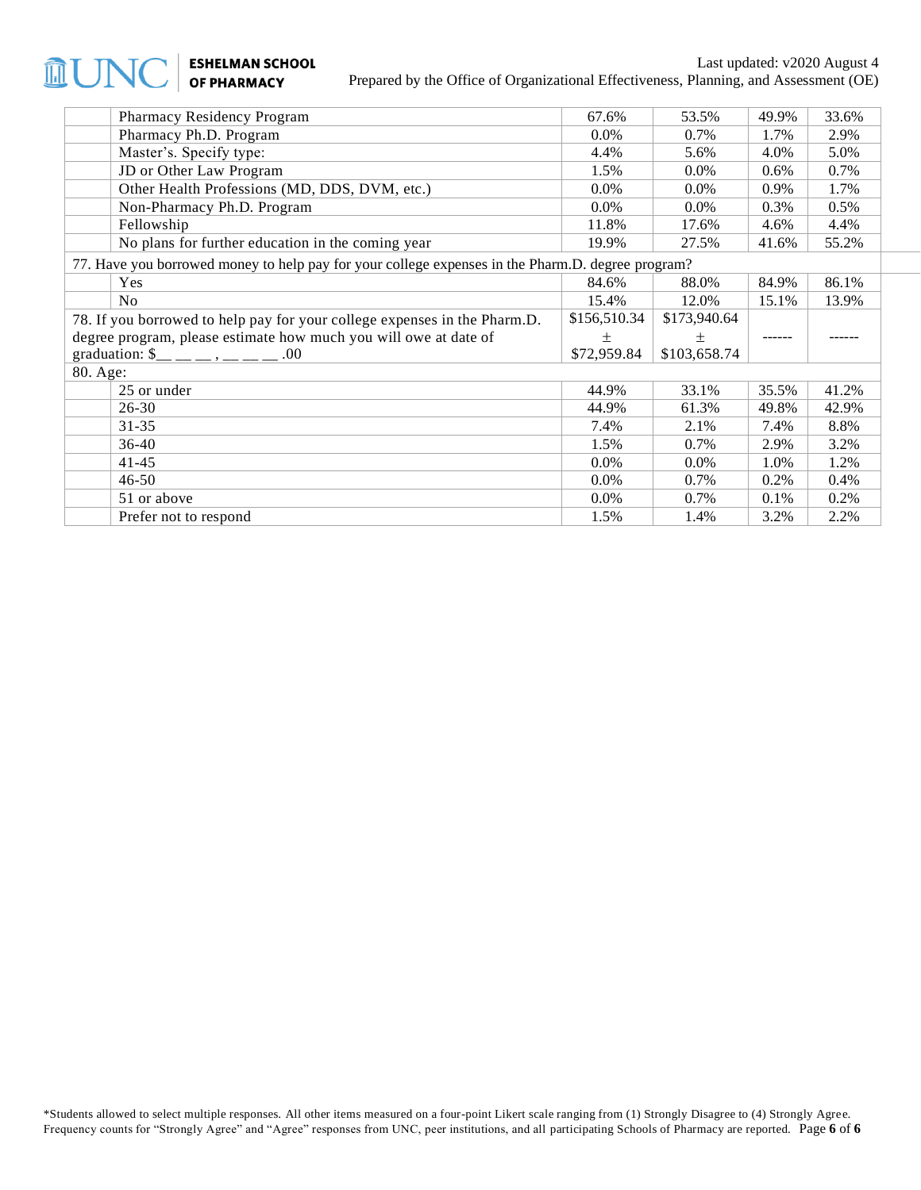| | | | | | |
|---|---|---|---|---|---|
| | Pharmacy Residency Program | 67.6% | 53.5% | 49.9% | 33.6% |
| | Pharmacy Ph.D. Program | 0.0% | 0.7% | 1.7% | 2.9% |
| | Master's. Specify type: | 4.4% | 5.6% | 4.0% | 5.0% |
| | JD or Other Law Program | 1.5% | 0.0% | 0.6% | 0.7% |
| | Other Health Professions (MD, DDS, DVM, etc.) | 0.0% | 0.0% | 0.9% | 1.7% |
| | Non-Pharmacy Ph.D. Program | 0.0% | 0.0% | 0.3% | 0.5% |
| | Fellowship | 11.8% | 17.6% | 4.6% | 4.4% |
| | No plans for further education in the coming year | 19.9% | 27.5% | 41.6% | 55.2% |
| 77. Have you borrowed money to help pay for your college expenses in the Pharm.D. degree program? | | | | | |
| | Yes | 84.6% | 88.0% | 84.9% | 86.1% |
| | No | 15.4% | 12.0% | 15.1% | 13.9% |
| 78. If you borrowed to help pay for your college expenses in the Pharm.D. degree program, please estimate how much you will owe at date of graduation: $__ __ __ , __ __ __ .00 | | $156,510.34 ± $72,959.84 | $173,940.64 ± $103,658.74 | ------ | ------ |
| 80. Age: | | | | | |
| | 25 or under | 44.9% | 33.1% | 35.5% | 41.2% |
| | 26-30 | 44.9% | 61.3% | 49.8% | 42.9% |
| | 31-35 | 7.4% | 2.1% | 7.4% | 8.8% |
| | 36-40 | 1.5% | 0.7% | 2.9% | 3.2% |
| | 41-45 | 0.0% | 0.0% | 1.0% | 1.2% |
| | 46-50 | 0.0% | 0.7% | 0.2% | 0.4% |
| | 51 or above | 0.0% | 0.7% | 0.1% | 0.2% |
| | Prefer not to respond | 1.5% | 1.4% | 3.2% | 2.2% |

*Students allowed to select multiple responses. All other items measured on a four-point Likert scale ranging from (1) Strongly Disagree to (4) Strongly Agree. Frequency counts for "Strongly Agree" and "Agree" responses from UNC, peer institutions, and all participating Schools of Pharmacy are reported.